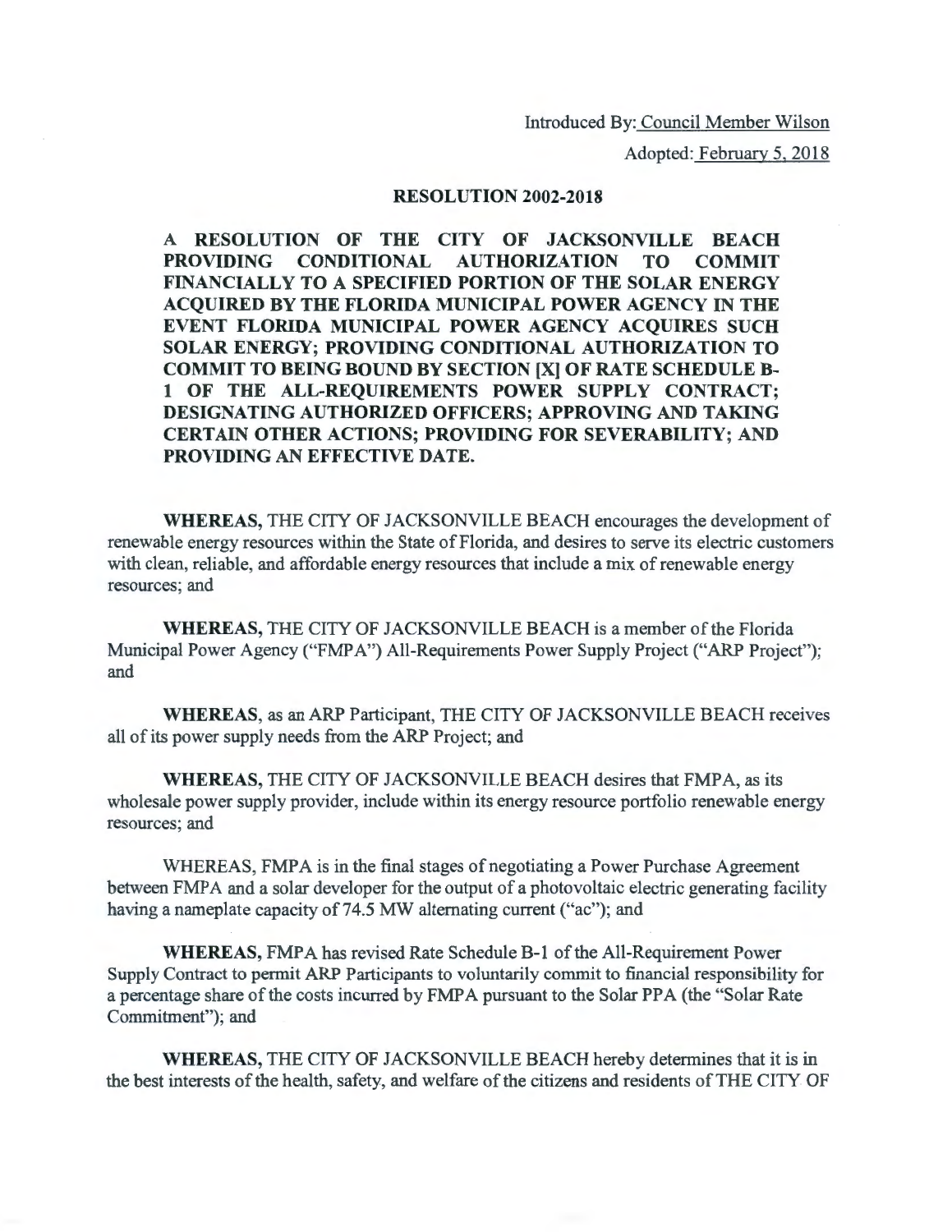Introduced By: Council Member Wilson

Adopted: February 5, 2018

## RESOLUTION 2002-2018

**A RESOLUTION OF THE CITY OF JACKSONVILLE BEACH PROVIDING CONDITIONAL AUTHORIZATION TO COMMIT FINANCIALLY TO A SPECIFIED PORTION OF THE SOLAR ENERGY ACQUIRED BY THE FLORIDA MUNICIPAL POWER AGENCY IN THE EVENT FLORIDA MUNICIPAL POWER AGENCY ACQUIRES SUCH SOLAR ENERGY; PROVIDING CONDITIONAL AUTHORIZATION TO COMMIT TO BEING BOUND BY SECTION [X] OF RATE SCHEDULE B-1 OF THE ALL-REQUIREMENTS POWER SUPPLY CONTRACT; DESIGNATING AUTHORIZED OFFICERS; APPROVING AND TAKING CERTAIN OTHER ACTIONS; PROVIDING FOR SEVERABILITY; AND PROVIDING AN EFFECTIVE DATE.**

**WHEREAS,** THE CITY OF JACKSONVILLE BEACH encourages the development of renewable energy resources within the State of Florida, and desires to serve its electric customers with clean, reliable, and affordable energy resources that include a mix of renewable energy resources; and

**WHEREAS,** THE CITY OF JACKSONVILLE BEACH is a member of the Florida Municipal Power Agency ("FMPA") All-Requirements Power Supply Project ("ARP Project"); and

**WHEREAS**, as an ARP Participant, THE CITY OF JACKSONVILLE BEACH receives all of its power supply needs from the ARP Project; and

**WHEREAS,** THE CITY OF JACKSONVILLE BEACH desires that FMPA, as its wholesale power supply provider, include within its energy resource portfolio renewable energy resources; and

WHEREAS, FMPA is in the final stages of negotiating a Power Purchase Agreement between FMPA and a solar developer for the output of a photovoltaic electric generating facility having a nameplate capacity of 74.5 MW alternating current ("ac"); and

**WHEREAS,** FMPA has revised Rate Schedule B-1 of the All-Requirement Power Supply Contract to permit ARP Participants to voluntarily commit to financial responsibility for a percentage share of the costs incurred by FMPA pursuant to the Solar PPA (the "Solar Rate Commitment"); and

**WHEREAS,** THE CITY OF JACKSONVILLE BEACH hereby determines that it is in the best interests of the health, safety, and welfare of the citizens and residents of THE CITY OF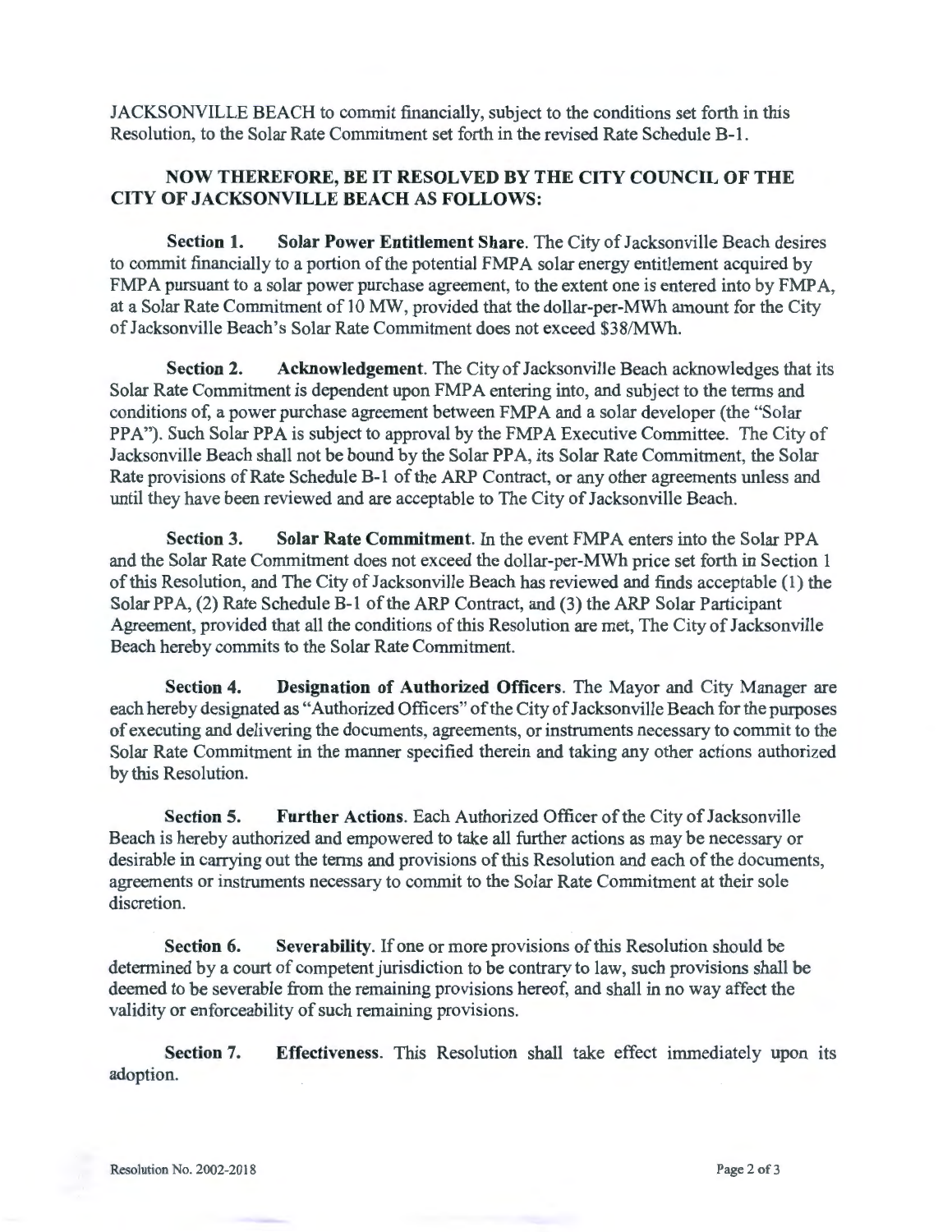JACKSONVILLE BEACH to commit financially, subject to the conditions set forth in this Resolution, to the Solar Rate Commitment set forth in the revised Rate Schedule B-1.

**NOW THEREFORE, BE IT RESOLVED BY THE CITY COUNCIL OF THE CITY OF JACKSONVILLE BEACH AS FOLLOWS:**

**Section 1. Solar Power Entitlement Share**. The City of Jacksonville Beach desires to commit financially to a portion of the potential FMPA solar energy entitlement acquired by FMPA pursuant to a solar power purchase agreement, to the extent one is entered into by FMPA, at a Solar Rate Commitment of 10 MW, provided that the dollar-per-MWh amount for the City of Jacksonville Beach's Solar Rate Commitment does not exceed $38/MWh.

**Section 2. Acknowledgement**. The City of Jacksonville Beach acknowledges that its Solar Rate Commitment is dependent upon FMPA entering into, and subject to the terms and conditions of, a power purchase agreement between FMPA and a solar developer (the "Solar PPA"). Such Solar PPA is subject to approval by the FMPA Executive Committee. The City of Jacksonville Beach shall not be bound by the Solar PPA, its Solar Rate Commitment, the Solar Rate provisions of Rate Schedule B-1 of the ARP Contract, or any other agreements unless and until they have been reviewed and are acceptable to The City of Jacksonville Beach.

**Section 3. Solar Rate Commitment**. In the event FMPA enters into the Solar PPA and the Solar Rate Commitment does not exceed the dollar-per-MWh price set forth in Section 1 of this Resolution, and The City of Jacksonville Beach has reviewed and finds acceptable (1) the Solar PPA, (2) Rate Schedule B-1 of the ARP Contract, and (3) the ARP Solar Participant Agreement, provided that all the conditions of this Resolution are met, The City of Jacksonville Beach hereby commits to the Solar Rate Commitment.

**Section 4. Designation of Authorized Officers**. The Mayor and City Manager are each hereby designated as "Authorized Officers" of the City of Jacksonville Beach for the purposes of executing and delivering the documents, agreements, or instruments necessary to commit to the Solar Rate Commitment in the manner specified therein and taking any other actions authorized by this Resolution.

**Section 5. Further Actions**. Each Authorized Officer of the City of Jacksonville Beach is hereby authorized and empowered to take all further actions as may be necessary or desirable in carrying out the terms and provisions of this Resolution and each of the documents, agreements or instruments necessary to commit to the Solar Rate Commitment at their sole discretion.

**Section 6. Severability**. If one or more provisions of this Resolution should be determined by a court of competent jurisdiction to be contrary to law, such provisions shall be deemed to be severable from the remaining provisions hereof, and shall in no way affect the validity or enforceability of such remaining provisions.

**Section 7. Effectiveness**. This Resolution shall take effect immediately upon its adoption.

Resolution No. 2002-2018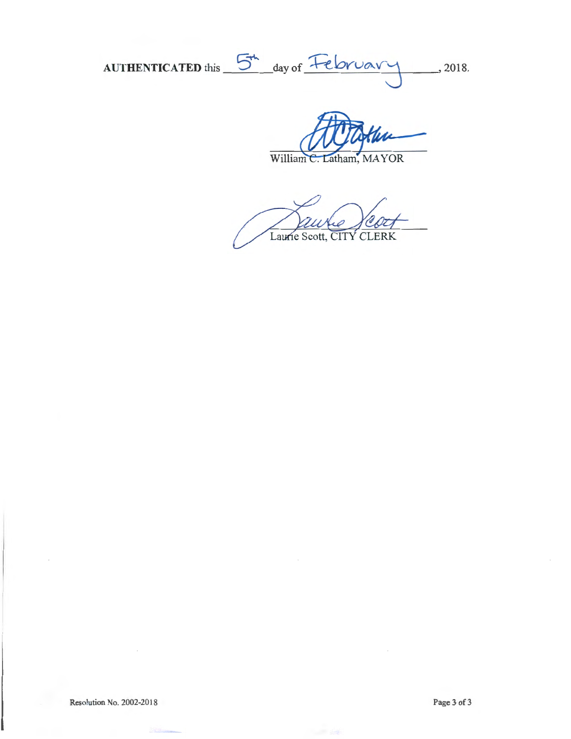**AUTHENTICATED** this 5th day of February, 2018.

William C. Latham, MAYOR

Laurie Scott, CITY CLERK

Resolution No. 2002-2018